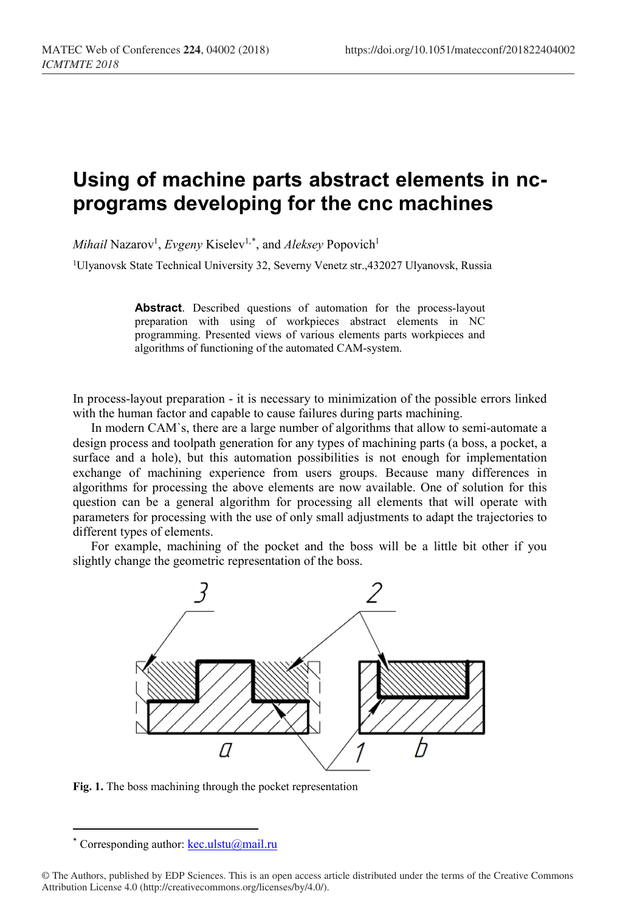# Using of machine parts abstract elements in nc-programs developing for the cnc machines

*Mihail* Nazarov[1], *Evgeny* Kiselev[1,*], and *Aleksey* Popovich[1]

[1]Ulyanovsk State Technical University 32, Severny Venetz str.,432027 Ulyanovsk, Russia

**Abstract**. Described questions of automation for the process-layout preparation with using of workpieces abstract elements in NC programming. Presented views of various elements parts workpieces and algorithms of functioning of the automated CAM-system.

In process-layout preparation - it is necessary to minimization of the possible errors linked with the human factor and capable to cause failures during parts machining.

In modern CAM`s, there are a large number of algorithms that allow to semi-automate a design process and toolpath generation for any types of machining parts (a boss, a pocket, a surface and a hole), but this automation possibilities is not enough for implementation exchange of machining experience from users groups. Because many differences in algorithms for processing the above elements are now available. One of solution for this question can be a general algorithm for processing all elements that will operate with parameters for processing with the use of only small adjustments to adapt the trajectories to different types of elements.

For example, machining of the pocket and the boss will be a little bit other if you slightly change the geometric representation of the boss.

**Fig. 1.** The boss machining through the pocket representation

[*] Corresponding author: kec.ulstu@mail.ru

© The Authors, published by EDP Sciences. This is an open access article distributed under the terms of the Creative Commons Attribution License 4.0 (http://creativecommons.org/licenses/by/4.0/).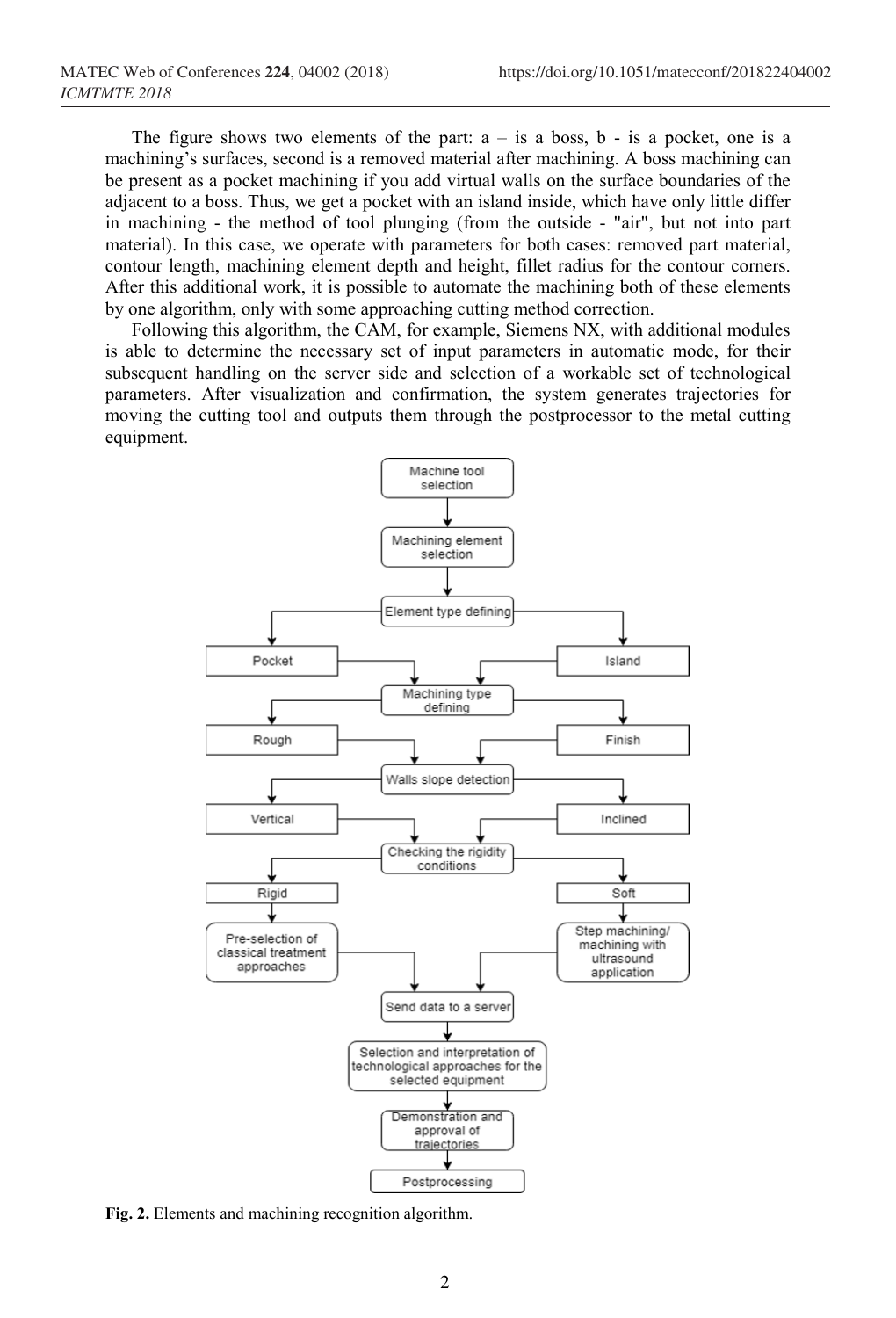The figure shows two elements of the part: a – is a boss, b - is a pocket, one is a machining's surfaces, second is a removed material after machining. A boss machining can be present as a pocket machining if you add virtual walls on the surface boundaries of the adjacent to a boss. Thus, we get a pocket with an island inside, which have only little differ in machining - the method of tool plunging (from the outside - "air", but not into part material). In this case, we operate with parameters for both cases: removed part material, contour length, machining element depth and height, fillet radius for the contour corners. After this additional work, it is possible to automate the machining both of these elements by one algorithm, only with some approaching cutting method correction.

Following this algorithm, the CAM, for example, Siemens NX, with additional modules is able to determine the necessary set of input parameters in automatic mode, for their subsequent handling on the server side and selection of a workable set of technological parameters. After visualization and confirmation, the system generates trajectories for moving the cutting tool and outputs them through the postprocessor to the metal cutting equipment.

```
                    Machine tool selection
                             ↓
                 Machining element selection
                             ↓
                    Element type defining
              ↓                                ↓
           Pocket                            Island
                     Machining type defining
              ↓                                ↓
           Rough                             Finish
                     Walls slope detection
              ↓                                ↓
          Vertical                          Inclined
                Checking the rigidity conditions
              ↓                                ↓
           Rigid                              Soft
              ↓                                ↓
  Pre-selection of classical          Step machining/ machining
    treatment approaches              with ultrasound application
                    Send data to a server
                             ↓
     Selection and interpretation of technological
         approaches for the selected equipment
                             ↓
         Demonstration and approval of trajectories
                             ↓
                       Postprocessing
```

**Fig. 2.** Elements and machining recognition algorithm.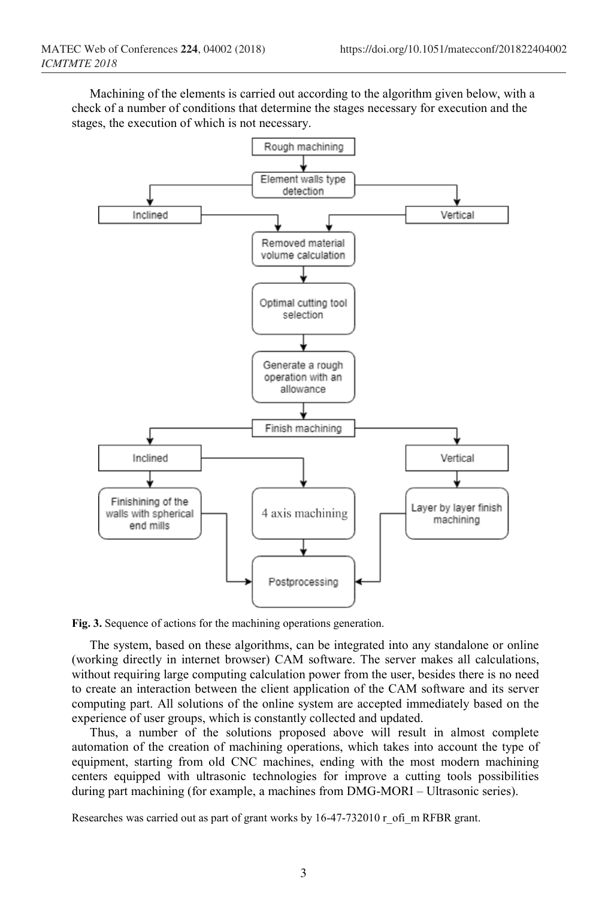Machining of the elements is carried out according to the algorithm given below, with a check of a number of conditions that determine the stages necessary for execution and the stages, the execution of which is not necessary.

**Fig. 3.** Sequence of actions for the machining operations generation.

The system, based on these algorithms, can be integrated into any standalone or online (working directly in internet browser) CAM software. The server makes all calculations, without requiring large computing calculation power from the user, besides there is no need to create an interaction between the client application of the CAM software and its server computing part. All solutions of the online system are accepted immediately based on the experience of user groups, which is constantly collected and updated.

Thus, a number of the solutions proposed above will result in almost complete automation of the creation of machining operations, which takes into account the type of equipment, starting from old CNC machines, ending with the most modern machining centers equipped with ultrasonic technologies for improve a cutting tools possibilities during part machining (for example, a machines from DMG-MORI – Ultrasonic series).

Researches was carried out as part of grant works by 16-47-732010 r_ofi_m RFBR grant.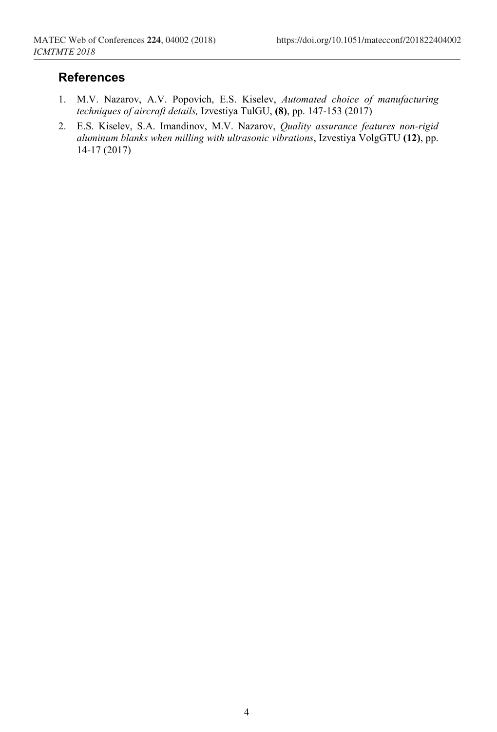## References

1. M.V. Nazarov, A.V. Popovich, E.S. Kiselev, *Automated choice of manufacturing techniques of aircraft details,* Izvestiya TulGU, **(8)**, pp. 147-153 (2017)
2. E.S. Kiselev, S.A. Imandinov, M.V. Nazarov, *Quality assurance features non-rigid aluminum blanks when milling with ultrasonic vibrations*, Izvestiya VolgGTU **(12)**, pp. 14-17 (2017)